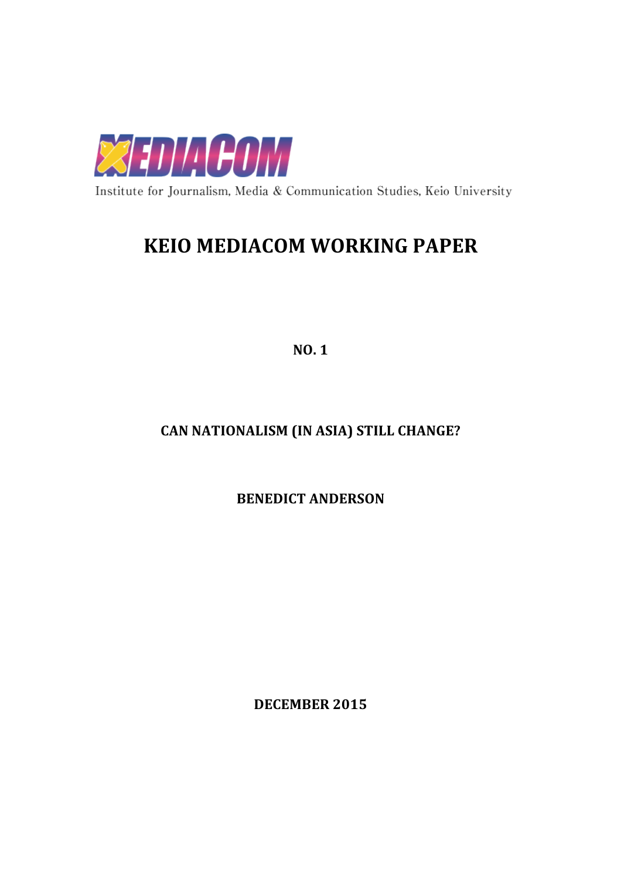MEDIACOM

Institute for Journalism, Media & Communication Studies, Keio University

# KEIO MEDIACOM WORKING PAPER

**NO. 1**

**CAN NATIONALISM (IN ASIA) STILL CHANGE?**

**BENEDICT ANDERSON**

**DECEMBER 2015**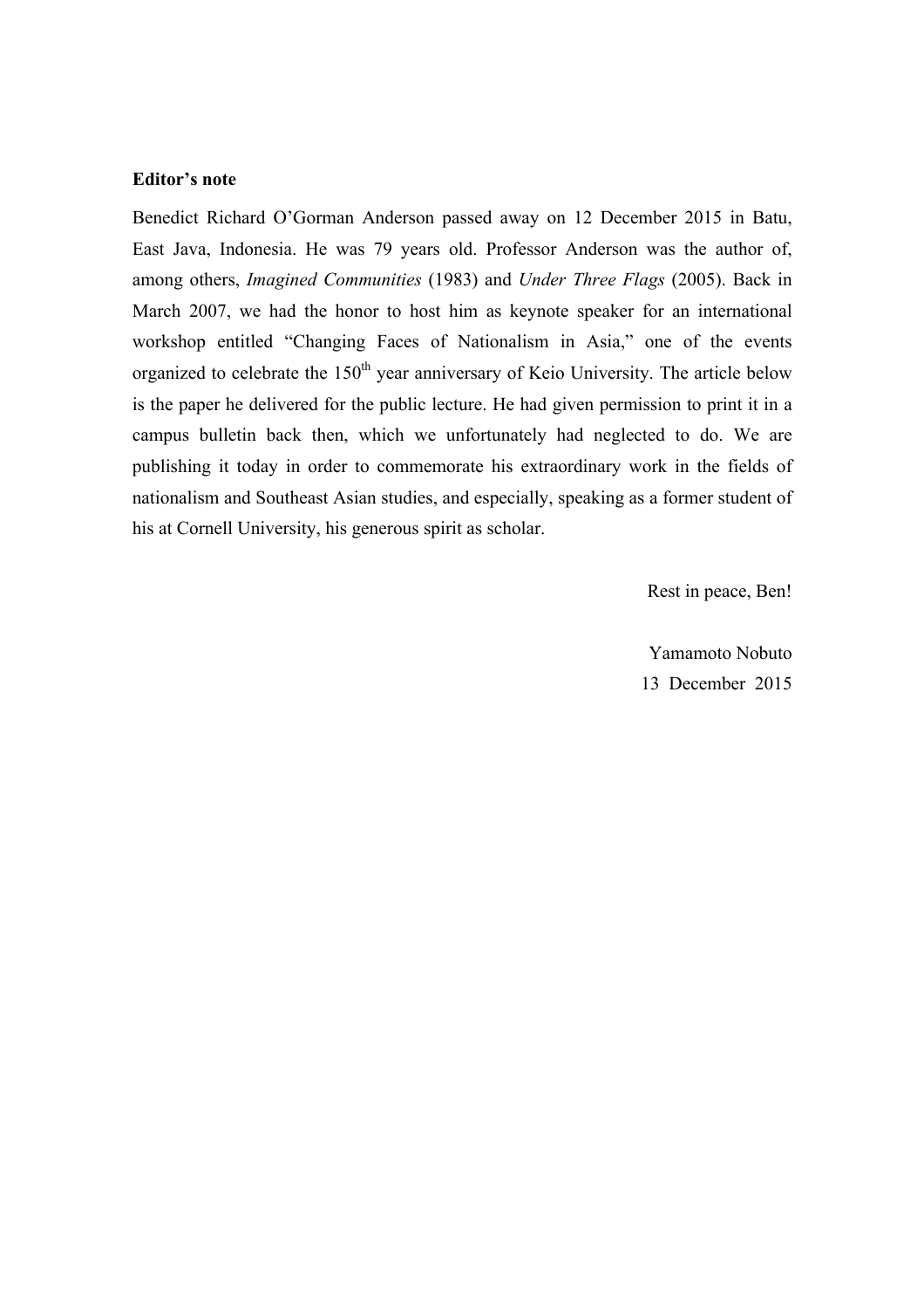**Editor's note**

Benedict Richard O'Gorman Anderson passed away on 12 December 2015 in Batu, East Java, Indonesia. He was 79 years old. Professor Anderson was the author of, among others, *Imagined Communities* (1983) and *Under Three Flags* (2005). Back in March 2007, we had the honor to host him as keynote speaker for an international workshop entitled "Changing Faces of Nationalism in Asia," one of the events organized to celebrate the 150th year anniversary of Keio University. The article below is the paper he delivered for the public lecture. He had given permission to print it in a campus bulletin back then, which we unfortunately had neglected to do. We are publishing it today in order to commemorate his extraordinary work in the fields of nationalism and Southeast Asian studies, and especially, speaking as a former student of his at Cornell University, his generous spirit as scholar.

Rest in peace, Ben!

Yamamoto Nobuto
13 December 2015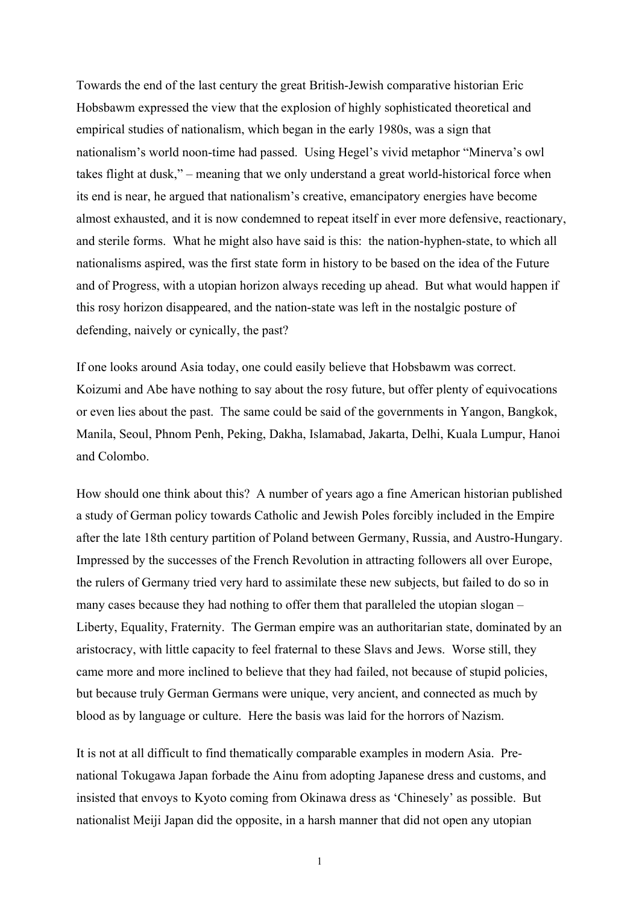Towards the end of the last century the great British-Jewish comparative historian Eric Hobsbawm expressed the view that the explosion of highly sophisticated theoretical and empirical studies of nationalism, which began in the early 1980s, was a sign that nationalism's world noon-time had passed. Using Hegel's vivid metaphor "Minerva's owl takes flight at dusk," – meaning that we only understand a great world-historical force when its end is near, he argued that nationalism's creative, emancipatory energies have become almost exhausted, and it is now condemned to repeat itself in ever more defensive, reactionary, and sterile forms. What he might also have said is this: the nation-hyphen-state, to which all nationalisms aspired, was the first state form in history to be based on the idea of the Future and of Progress, with a utopian horizon always receding up ahead. But what would happen if this rosy horizon disappeared, and the nation-state was left in the nostalgic posture of defending, naively or cynically, the past?

If one looks around Asia today, one could easily believe that Hobsbawm was correct. Koizumi and Abe have nothing to say about the rosy future, but offer plenty of equivocations or even lies about the past. The same could be said of the governments in Yangon, Bangkok, Manila, Seoul, Phnom Penh, Peking, Dakha, Islamabad, Jakarta, Delhi, Kuala Lumpur, Hanoi and Colombo.

How should one think about this? A number of years ago a fine American historian published a study of German policy towards Catholic and Jewish Poles forcibly included in the Empire after the late 18th century partition of Poland between Germany, Russia, and Austro-Hungary. Impressed by the successes of the French Revolution in attracting followers all over Europe, the rulers of Germany tried very hard to assimilate these new subjects, but failed to do so in many cases because they had nothing to offer them that paralleled the utopian slogan – Liberty, Equality, Fraternity. The German empire was an authoritarian state, dominated by an aristocracy, with little capacity to feel fraternal to these Slavs and Jews. Worse still, they came more and more inclined to believe that they had failed, not because of stupid policies, but because truly German Germans were unique, very ancient, and connected as much by blood as by language or culture. Here the basis was laid for the horrors of Nazism.

It is not at all difficult to find thematically comparable examples in modern Asia. Pre-national Tokugawa Japan forbade the Ainu from adopting Japanese dress and customs, and insisted that envoys to Kyoto coming from Okinawa dress as 'Chinesely' as possible. But nationalist Meiji Japan did the opposite, in a harsh manner that did not open any utopian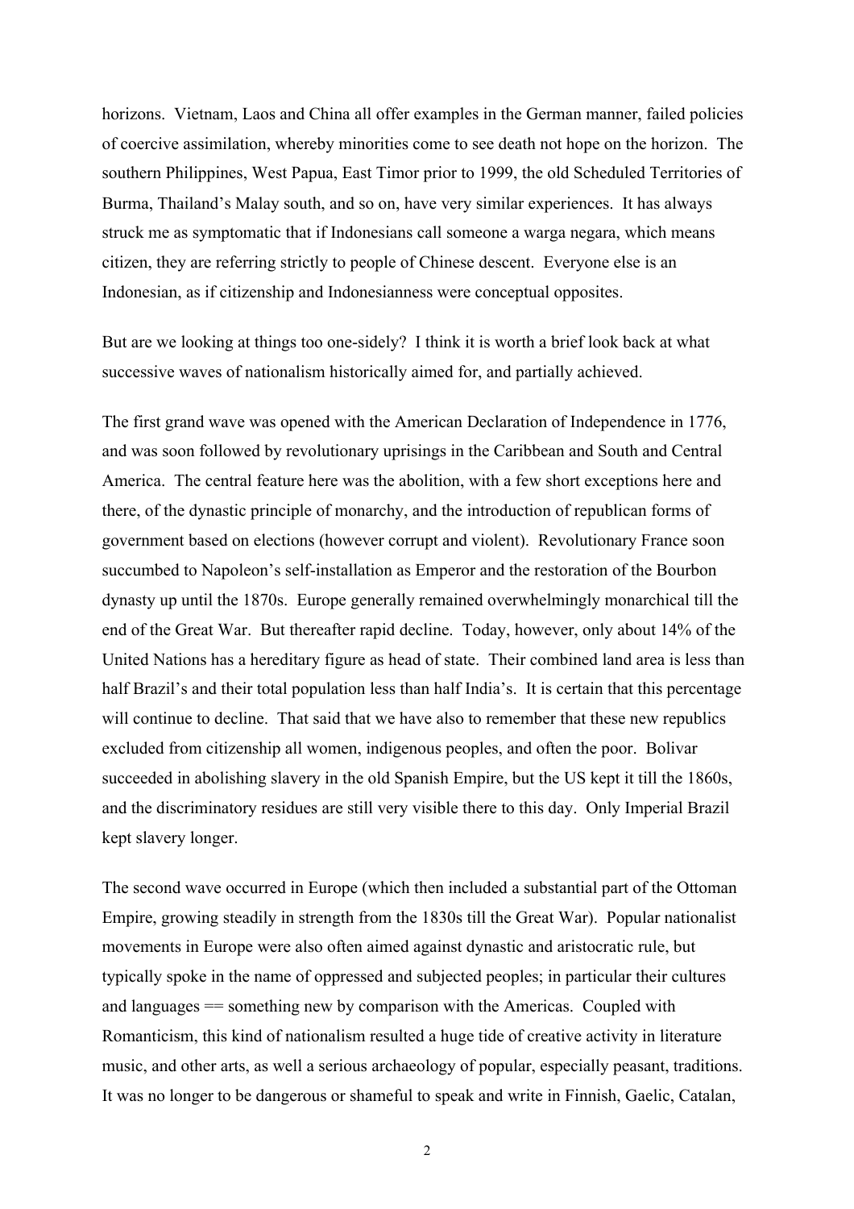horizons. Vietnam, Laos and China all offer examples in the German manner, failed policies of coercive assimilation, whereby minorities come to see death not hope on the horizon. The southern Philippines, West Papua, East Timor prior to 1999, the old Scheduled Territories of Burma, Thailand's Malay south, and so on, have very similar experiences. It has always struck me as symptomatic that if Indonesians call someone a warga negara, which means citizen, they are referring strictly to people of Chinese descent. Everyone else is an Indonesian, as if citizenship and Indonesianness were conceptual opposites.

But are we looking at things too one-sidedly? I think it is worth a brief look back at what successive waves of nationalism historically aimed for, and partially achieved.

The first grand wave was opened with the American Declaration of Independence in 1776, and was soon followed by revolutionary uprisings in the Caribbean and South and Central America. The central feature here was the abolition, with a few short exceptions here and there, of the dynastic principle of monarchy, and the introduction of republican forms of government based on elections (however corrupt and violent). Revolutionary France soon succumbed to Napoleon's self-installation as Emperor and the restoration of the Bourbon dynasty up until the 1870s. Europe generally remained overwhelmingly monarchical till the end of the Great War. But thereafter rapid decline. Today, however, only about 14% of the United Nations has a hereditary figure as head of state. Their combined land area is less than half Brazil's and their total population less than half India's. It is certain that this percentage will continue to decline. That said that we have also to remember that these new republics excluded from citizenship all women, indigenous peoples, and often the poor. Bolivar succeeded in abolishing slavery in the old Spanish Empire, but the US kept it till the 1860s, and the discriminatory residues are still very visible there to this day. Only Imperial Brazil kept slavery longer.

The second wave occurred in Europe (which then included a substantial part of the Ottoman Empire, growing steadily in strength from the 1830s till the Great War). Popular nationalist movements in Europe were also often aimed against dynastic and aristocratic rule, but typically spoke in the name of oppressed and subjected peoples; in particular their cultures and languages == something new by comparison with the Americas. Coupled with Romanticism, this kind of nationalism resulted a huge tide of creative activity in literature music, and other arts, as well a serious archaeology of popular, especially peasant, traditions. It was no longer to be dangerous or shameful to speak and write in Finnish, Gaelic, Catalan,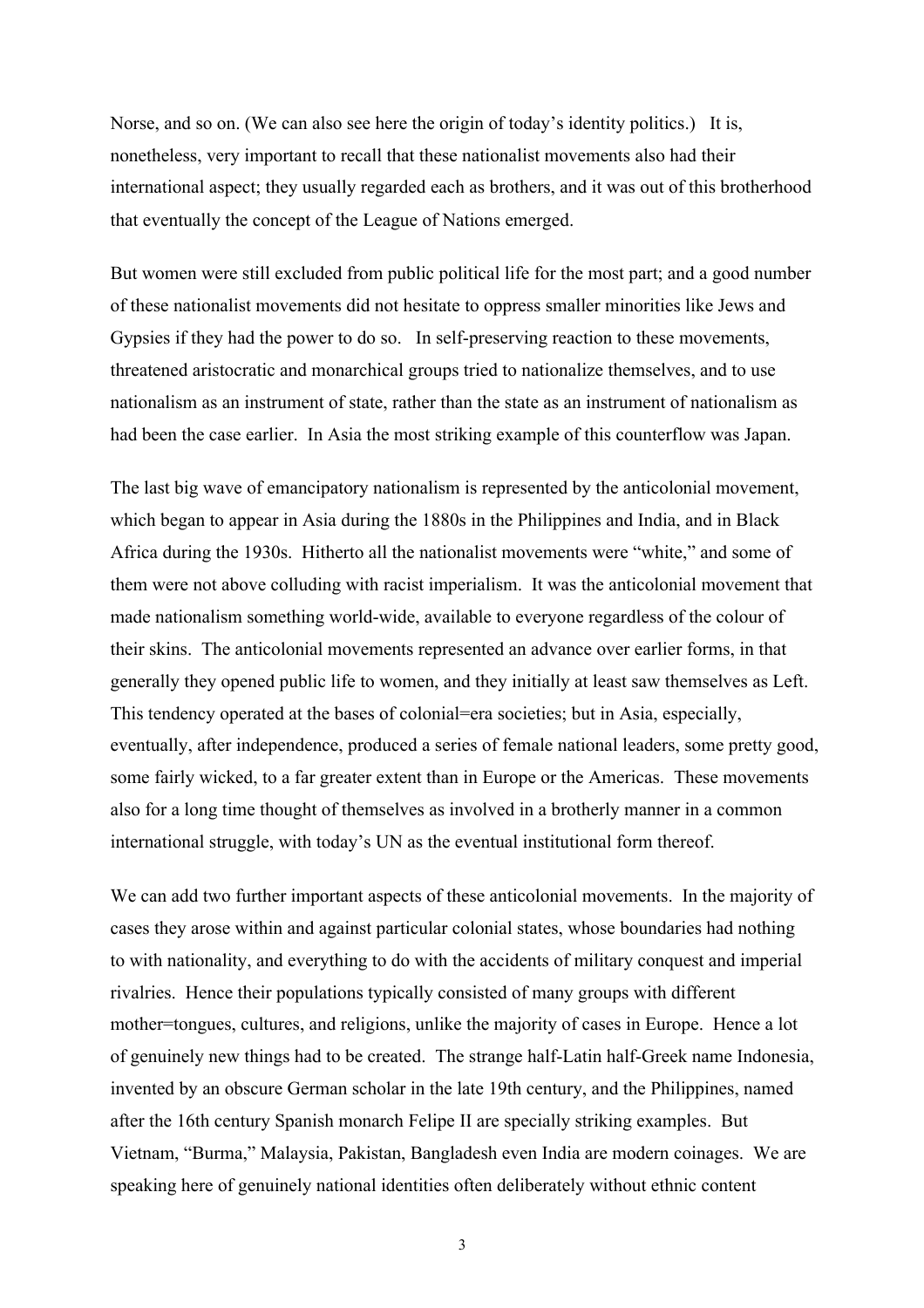Norse, and so on. (We can also see here the origin of today's identity politics.) It is, nonetheless, very important to recall that these nationalist movements also had their international aspect; they usually regarded each as brothers, and it was out of this brotherhood that eventually the concept of the League of Nations emerged.

But women were still excluded from public political life for the most part; and a good number of these nationalist movements did not hesitate to oppress smaller minorities like Jews and Gypsies if they had the power to do so. In self-preserving reaction to these movements, threatened aristocratic and monarchical groups tried to nationalize themselves, and to use nationalism as an instrument of state, rather than the state as an instrument of nationalism as had been the case earlier. In Asia the most striking example of this counterflow was Japan.

The last big wave of emancipatory nationalism is represented by the anticolonial movement, which began to appear in Asia during the 1880s in the Philippines and India, and in Black Africa during the 1930s. Hitherto all the nationalist movements were "white," and some of them were not above colluding with racist imperialism. It was the anticolonial movement that made nationalism something world-wide, available to everyone regardless of the colour of their skins. The anticolonial movements represented an advance over earlier forms, in that generally they opened public life to women, and they initially at least saw themselves as Left. This tendency operated at the bases of colonial=era societies; but in Asia, especially, eventually, after independence, produced a series of female national leaders, some pretty good, some fairly wicked, to a far greater extent than in Europe or the Americas. These movements also for a long time thought of themselves as involved in a brotherly manner in a common international struggle, with today's UN as the eventual institutional form thereof.

We can add two further important aspects of these anticolonial movements. In the majority of cases they arose within and against particular colonial states, whose boundaries had nothing to with nationality, and everything to do with the accidents of military conquest and imperial rivalries. Hence their populations typically consisted of many groups with different mother=tongues, cultures, and religions, unlike the majority of cases in Europe. Hence a lot of genuinely new things had to be created. The strange half-Latin half-Greek name Indonesia, invented by an obscure German scholar in the late 19th century, and the Philippines, named after the 16th century Spanish monarch Felipe II are specially striking examples. But Vietnam, "Burma," Malaysia, Pakistan, Bangladesh even India are modern coinages. We are speaking here of genuinely national identities often deliberately without ethnic content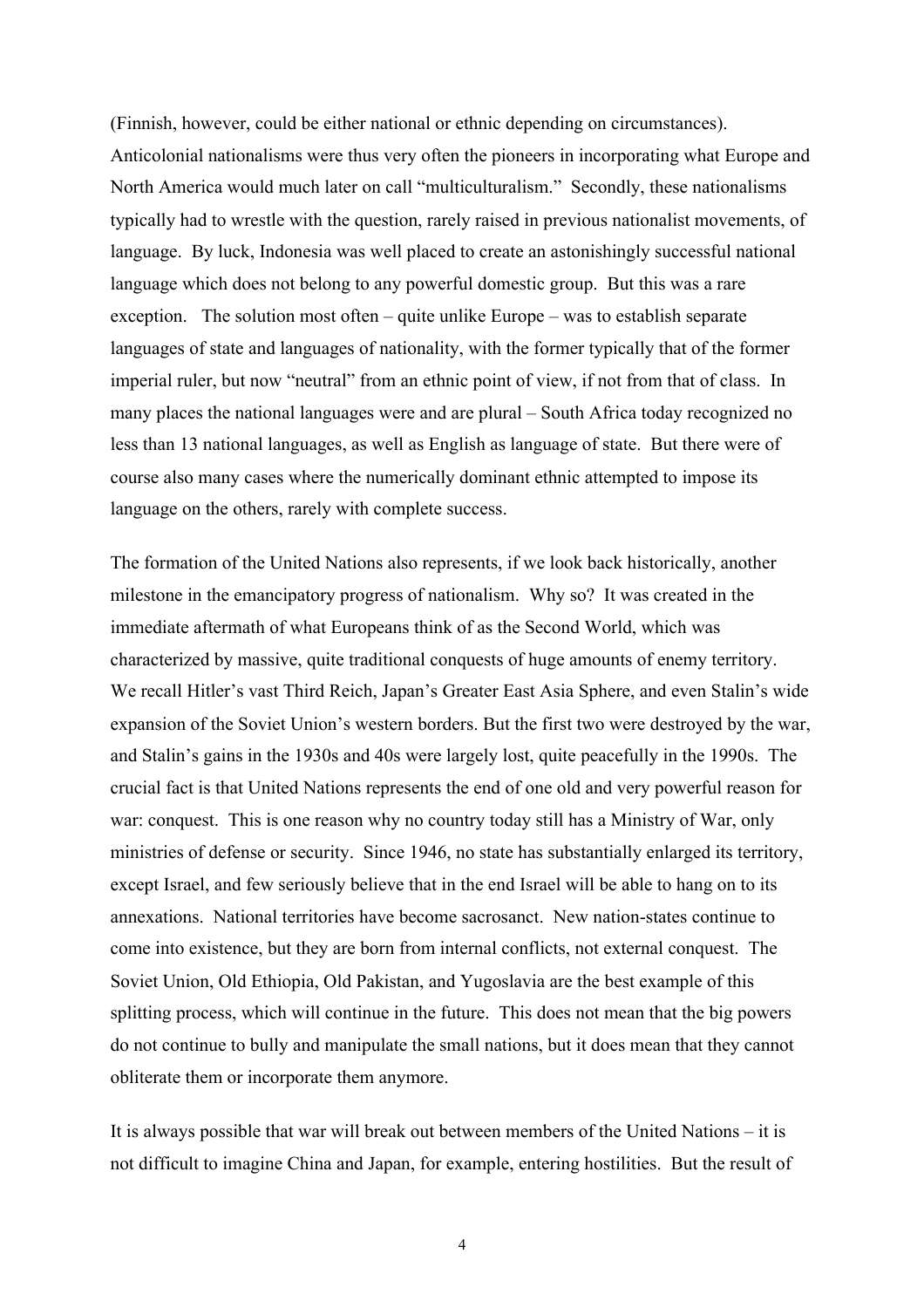(Finnish, however, could be either national or ethnic depending on circumstances). Anticolonial nationalisms were thus very often the pioneers in incorporating what Europe and North America would much later on call "multiculturalism." Secondly, these nationalisms typically had to wrestle with the question, rarely raised in previous nationalist movements, of language. By luck, Indonesia was well placed to create an astonishingly successful national language which does not belong to any powerful domestic group. But this was a rare exception. The solution most often – quite unlike Europe – was to establish separate languages of state and languages of nationality, with the former typically that of the former imperial ruler, but now "neutral" from an ethnic point of view, if not from that of class. In many places the national languages were and are plural – South Africa today recognized no less than 13 national languages, as well as English as language of state. But there were of course also many cases where the numerically dominant ethnic attempted to impose its language on the others, rarely with complete success.

The formation of the United Nations also represents, if we look back historically, another milestone in the emancipatory progress of nationalism. Why so? It was created in the immediate aftermath of what Europeans think of as the Second World, which was characterized by massive, quite traditional conquests of huge amounts of enemy territory. We recall Hitler's vast Third Reich, Japan's Greater East Asia Sphere, and even Stalin's wide expansion of the Soviet Union's western borders. But the first two were destroyed by the war, and Stalin's gains in the 1930s and 40s were largely lost, quite peacefully in the 1990s. The crucial fact is that United Nations represents the end of one old and very powerful reason for war: conquest. This is one reason why no country today still has a Ministry of War, only ministries of defense or security. Since 1946, no state has substantially enlarged its territory, except Israel, and few seriously believe that in the end Israel will be able to hang on to its annexations. National territories have become sacrosanct. New nation-states continue to come into existence, but they are born from internal conflicts, not external conquest. The Soviet Union, Old Ethiopia, Old Pakistan, and Yugoslavia are the best example of this splitting process, which will continue in the future. This does not mean that the big powers do not continue to bully and manipulate the small nations, but it does mean that they cannot obliterate them or incorporate them anymore.

It is always possible that war will break out between members of the United Nations – it is not difficult to imagine China and Japan, for example, entering hostilities. But the result of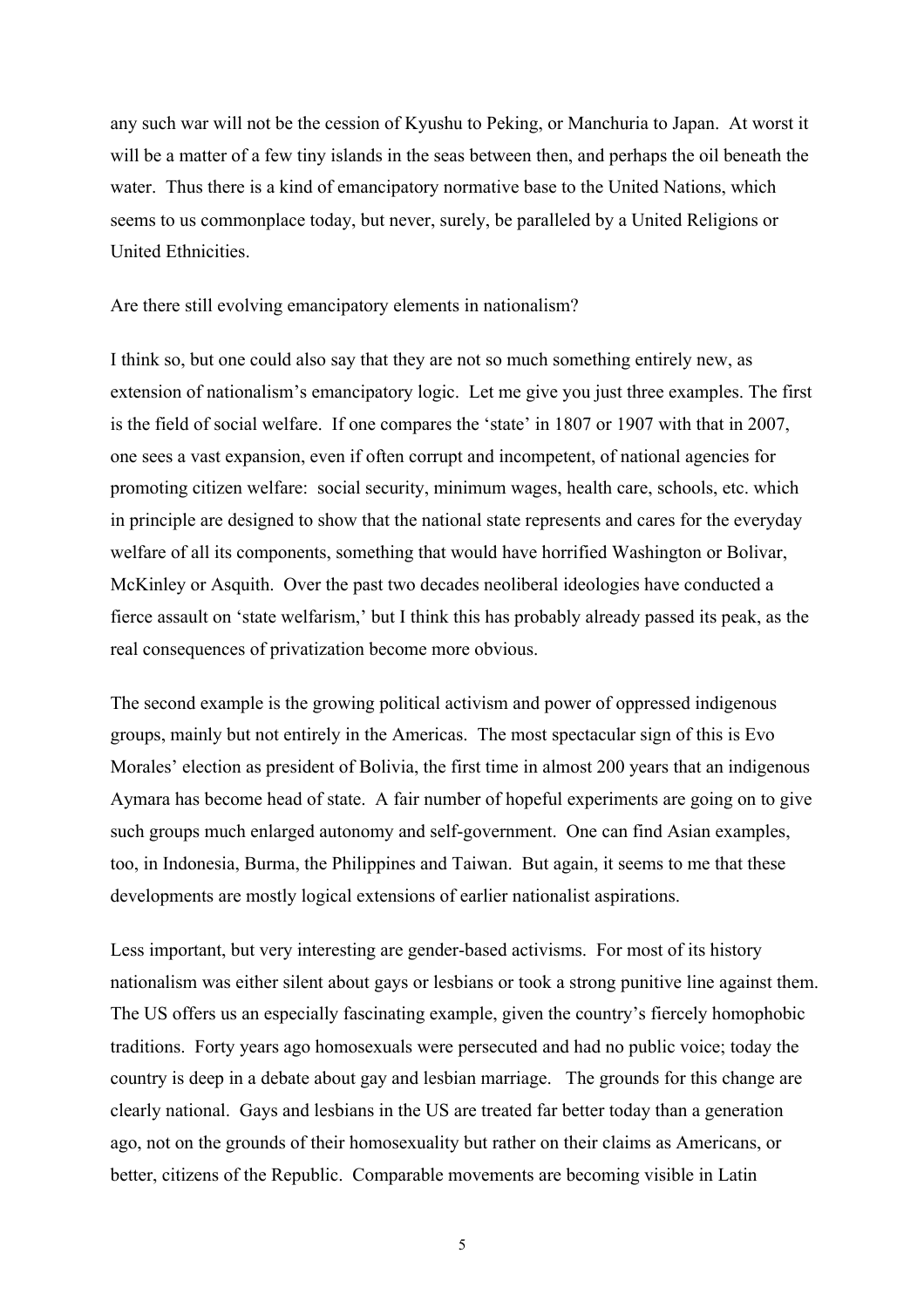any such war will not be the cession of Kyushu to Peking, or Manchuria to Japan. At worst it will be a matter of a few tiny islands in the seas between then, and perhaps the oil beneath the water. Thus there is a kind of emancipatory normative base to the United Nations, which seems to us commonplace today, but never, surely, be paralleled by a United Religions or United Ethnicities.

Are there still evolving emancipatory elements in nationalism?

I think so, but one could also say that they are not so much something entirely new, as extension of nationalism's emancipatory logic. Let me give you just three examples. The first is the field of social welfare. If one compares the 'state' in 1807 or 1907 with that in 2007, one sees a vast expansion, even if often corrupt and incompetent, of national agencies for promoting citizen welfare: social security, minimum wages, health care, schools, etc. which in principle are designed to show that the national state represents and cares for the everyday welfare of all its components, something that would have horrified Washington or Bolivar, McKinley or Asquith. Over the past two decades neoliberal ideologies have conducted a fierce assault on 'state welfarism,' but I think this has probably already passed its peak, as the real consequences of privatization become more obvious.

The second example is the growing political activism and power of oppressed indigenous groups, mainly but not entirely in the Americas. The most spectacular sign of this is Evo Morales' election as president of Bolivia, the first time in almost 200 years that an indigenous Aymara has become head of state. A fair number of hopeful experiments are going on to give such groups much enlarged autonomy and self-government. One can find Asian examples, too, in Indonesia, Burma, the Philippines and Taiwan. But again, it seems to me that these developments are mostly logical extensions of earlier nationalist aspirations.

Less important, but very interesting are gender-based activisms. For most of its history nationalism was either silent about gays or lesbians or took a strong punitive line against them. The US offers us an especially fascinating example, given the country's fiercely homophobic traditions. Forty years ago homosexuals were persecuted and had no public voice; today the country is deep in a debate about gay and lesbian marriage. The grounds for this change are clearly national. Gays and lesbians in the US are treated far better today than a generation ago, not on the grounds of their homosexuality but rather on their claims as Americans, or better, citizens of the Republic. Comparable movements are becoming visible in Latin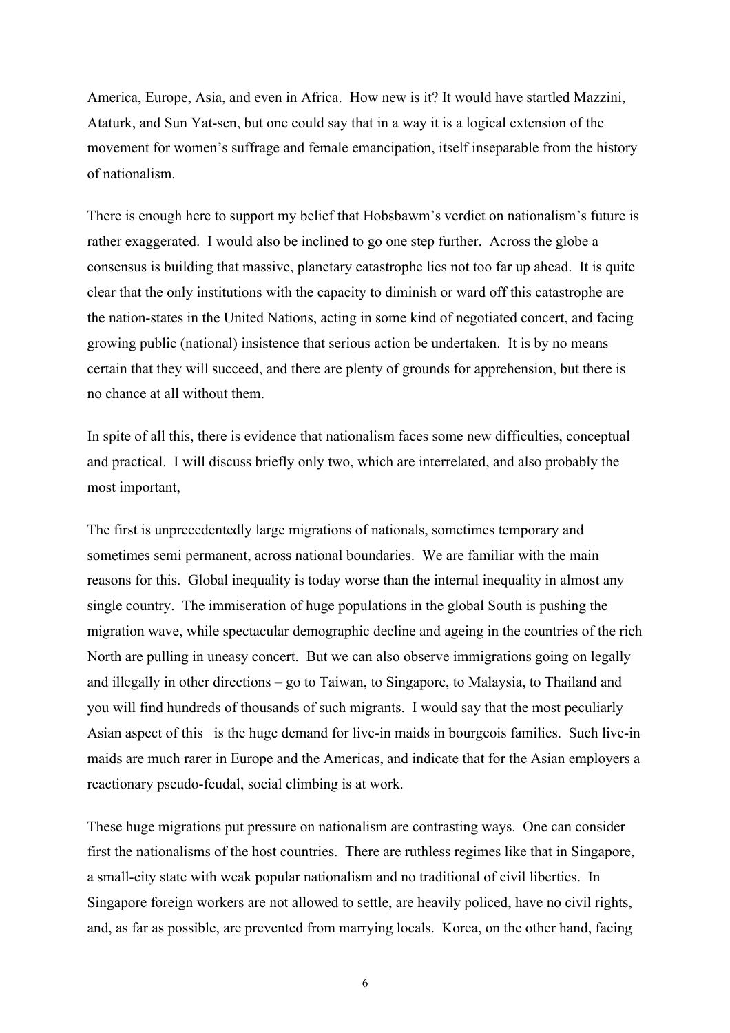America, Europe, Asia, and even in Africa. How new is it? It would have startled Mazzini, Ataturk, and Sun Yat-sen, but one could say that in a way it is a logical extension of the movement for women's suffrage and female emancipation, itself inseparable from the history of nationalism.

There is enough here to support my belief that Hobsbawm's verdict on nationalism's future is rather exaggerated. I would also be inclined to go one step further. Across the globe a consensus is building that massive, planetary catastrophe lies not too far up ahead. It is quite clear that the only institutions with the capacity to diminish or ward off this catastrophe are the nation-states in the United Nations, acting in some kind of negotiated concert, and facing growing public (national) insistence that serious action be undertaken. It is by no means certain that they will succeed, and there are plenty of grounds for apprehension, but there is no chance at all without them.

In spite of all this, there is evidence that nationalism faces some new difficulties, conceptual and practical. I will discuss briefly only two, which are interrelated, and also probably the most important,

The first is unprecedentedly large migrations of nationals, sometimes temporary and sometimes semi permanent, across national boundaries. We are familiar with the main reasons for this. Global inequality is today worse than the internal inequality in almost any single country. The immiseration of huge populations in the global South is pushing the migration wave, while spectacular demographic decline and ageing in the countries of the rich North are pulling in uneasy concert. But we can also observe immigrations going on legally and illegally in other directions – go to Taiwan, to Singapore, to Malaysia, to Thailand and you will find hundreds of thousands of such migrants. I would say that the most peculiarly Asian aspect of this is the huge demand for live-in maids in bourgeois families. Such live-in maids are much rarer in Europe and the Americas, and indicate that for the Asian employers a reactionary pseudo-feudal, social climbing is at work.

These huge migrations put pressure on nationalism are contrasting ways. One can consider first the nationalisms of the host countries. There are ruthless regimes like that in Singapore, a small-city state with weak popular nationalism and no traditional of civil liberties. In Singapore foreign workers are not allowed to settle, are heavily policed, have no civil rights, and, as far as possible, are prevented from marrying locals. Korea, on the other hand, facing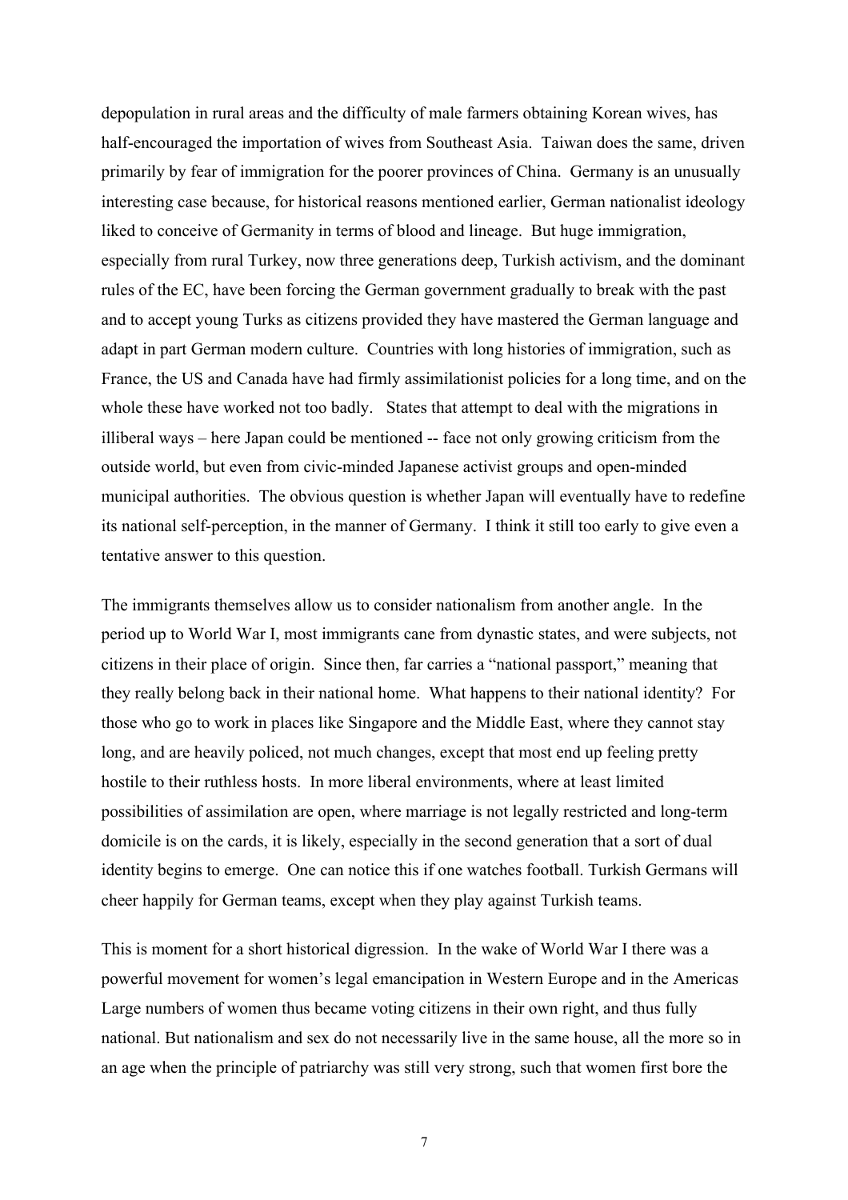depopulation in rural areas and the difficulty of male farmers obtaining Korean wives, has half-encouraged the importation of wives from Southeast Asia. Taiwan does the same, driven primarily by fear of immigration for the poorer provinces of China. Germany is an unusually interesting case because, for historical reasons mentioned earlier, German nationalist ideology liked to conceive of Germanity in terms of blood and lineage. But huge immigration, especially from rural Turkey, now three generations deep, Turkish activism, and the dominant rules of the EC, have been forcing the German government gradually to break with the past and to accept young Turks as citizens provided they have mastered the German language and adapt in part German modern culture. Countries with long histories of immigration, such as France, the US and Canada have had firmly assimilationist policies for a long time, and on the whole these have worked not too badly. States that attempt to deal with the migrations in illiberal ways – here Japan could be mentioned -- face not only growing criticism from the outside world, but even from civic-minded Japanese activist groups and open-minded municipal authorities. The obvious question is whether Japan will eventually have to redefine its national self-perception, in the manner of Germany. I think it still too early to give even a tentative answer to this question.

The immigrants themselves allow us to consider nationalism from another angle. In the period up to World War I, most immigrants cane from dynastic states, and were subjects, not citizens in their place of origin. Since then, far carries a "national passport," meaning that they really belong back in their national home. What happens to their national identity? For those who go to work in places like Singapore and the Middle East, where they cannot stay long, and are heavily policed, not much changes, except that most end up feeling pretty hostile to their ruthless hosts. In more liberal environments, where at least limited possibilities of assimilation are open, where marriage is not legally restricted and long-term domicile is on the cards, it is likely, especially in the second generation that a sort of dual identity begins to emerge. One can notice this if one watches football. Turkish Germans will cheer happily for German teams, except when they play against Turkish teams.

This is moment for a short historical digression. In the wake of World War I there was a powerful movement for women's legal emancipation in Western Europe and in the Americas Large numbers of women thus became voting citizens in their own right, and thus fully national. But nationalism and sex do not necessarily live in the same house, all the more so in an age when the principle of patriarchy was still very strong, such that women first bore the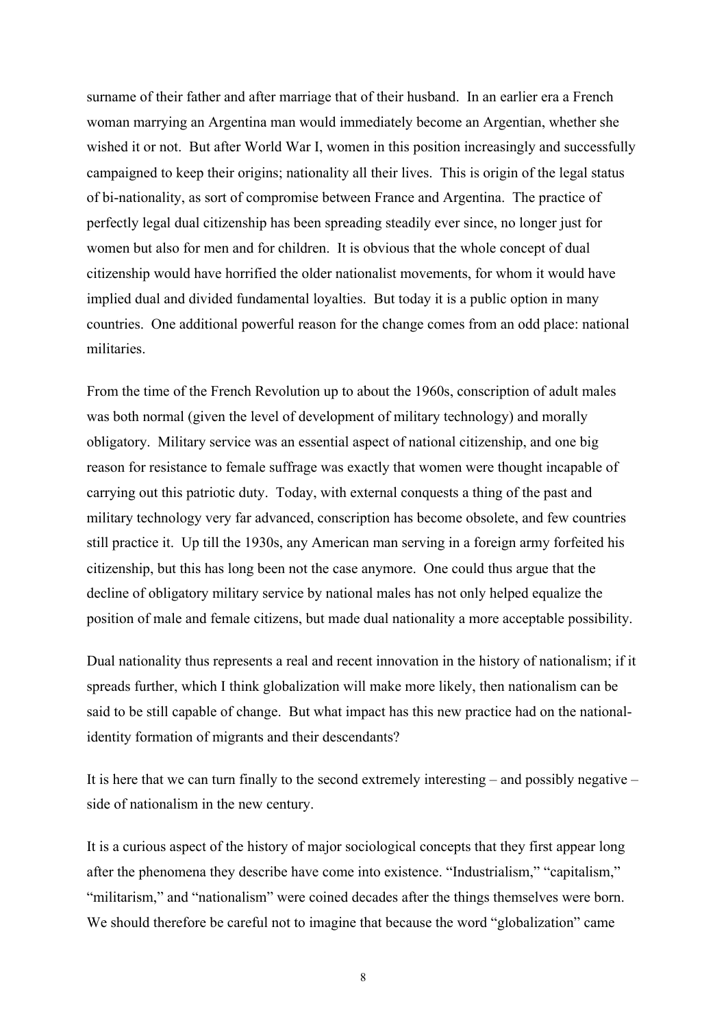surname of their father and after marriage that of their husband. In an earlier era a French woman marrying an Argentina man would immediately become an Argentian, whether she wished it or not. But after World War I, women in this position increasingly and successfully campaigned to keep their origins; nationality all their lives. This is origin of the legal status of bi-nationality, as sort of compromise between France and Argentina. The practice of perfectly legal dual citizenship has been spreading steadily ever since, no longer just for women but also for men and for children. It is obvious that the whole concept of dual citizenship would have horrified the older nationalist movements, for whom it would have implied dual and divided fundamental loyalties. But today it is a public option in many countries. One additional powerful reason for the change comes from an odd place: national militaries.

From the time of the French Revolution up to about the 1960s, conscription of adult males was both normal (given the level of development of military technology) and morally obligatory. Military service was an essential aspect of national citizenship, and one big reason for resistance to female suffrage was exactly that women were thought incapable of carrying out this patriotic duty. Today, with external conquests a thing of the past and military technology very far advanced, conscription has become obsolete, and few countries still practice it. Up till the 1930s, any American man serving in a foreign army forfeited his citizenship, but this has long been not the case anymore. One could thus argue that the decline of obligatory military service by national males has not only helped equalize the position of male and female citizens, but made dual nationality a more acceptable possibility.

Dual nationality thus represents a real and recent innovation in the history of nationalism; if it spreads further, which I think globalization will make more likely, then nationalism can be said to be still capable of change. But what impact has this new practice had on the national-identity formation of migrants and their descendants?

It is here that we can turn finally to the second extremely interesting – and possibly negative – side of nationalism in the new century.

It is a curious aspect of the history of major sociological concepts that they first appear long after the phenomena they describe have come into existence. "Industrialism," "capitalism," "militarism," and "nationalism" were coined decades after the things themselves were born. We should therefore be careful not to imagine that because the word "globalization" came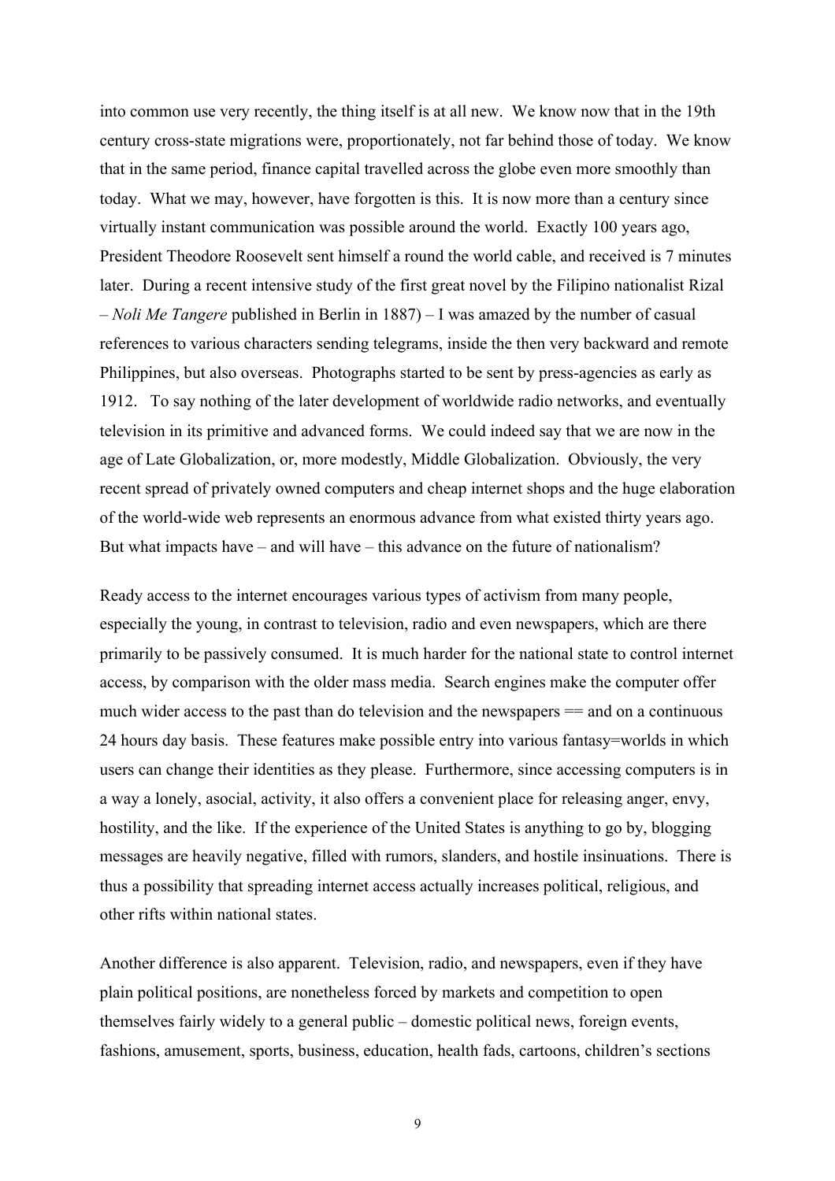into common use very recently, the thing itself is at all new. We know now that in the 19th century cross-state migrations were, proportionately, not far behind those of today. We know that in the same period, finance capital travelled across the globe even more smoothly than today. What we may, however, have forgotten is this. It is now more than a century since virtually instant communication was possible around the world. Exactly 100 years ago, President Theodore Roosevelt sent himself a round the world cable, and received is 7 minutes later. During a recent intensive study of the first great novel by the Filipino nationalist Rizal – *Noli Me Tangere* published in Berlin in 1887) – I was amazed by the number of casual references to various characters sending telegrams, inside the then very backward and remote Philippines, but also overseas. Photographs started to be sent by press-agencies as early as 1912. To say nothing of the later development of worldwide radio networks, and eventually television in its primitive and advanced forms. We could indeed say that we are now in the age of Late Globalization, or, more modestly, Middle Globalization. Obviously, the very recent spread of privately owned computers and cheap internet shops and the huge elaboration of the world-wide web represents an enormous advance from what existed thirty years ago. But what impacts have – and will have – this advance on the future of nationalism?

Ready access to the internet encourages various types of activism from many people, especially the young, in contrast to television, radio and even newspapers, which are there primarily to be passively consumed. It is much harder for the national state to control internet access, by comparison with the older mass media. Search engines make the computer offer much wider access to the past than do television and the newspapers == and on a continuous 24 hours day basis. These features make possible entry into various fantasy=worlds in which users can change their identities as they please. Furthermore, since accessing computers is in a way a lonely, asocial, activity, it also offers a convenient place for releasing anger, envy, hostility, and the like. If the experience of the United States is anything to go by, blogging messages are heavily negative, filled with rumors, slanders, and hostile insinuations. There is thus a possibility that spreading internet access actually increases political, religious, and other rifts within national states.

Another difference is also apparent. Television, radio, and newspapers, even if they have plain political positions, are nonetheless forced by markets and competition to open themselves fairly widely to a general public – domestic political news, foreign events, fashions, amusement, sports, business, education, health fads, cartoons, children's sections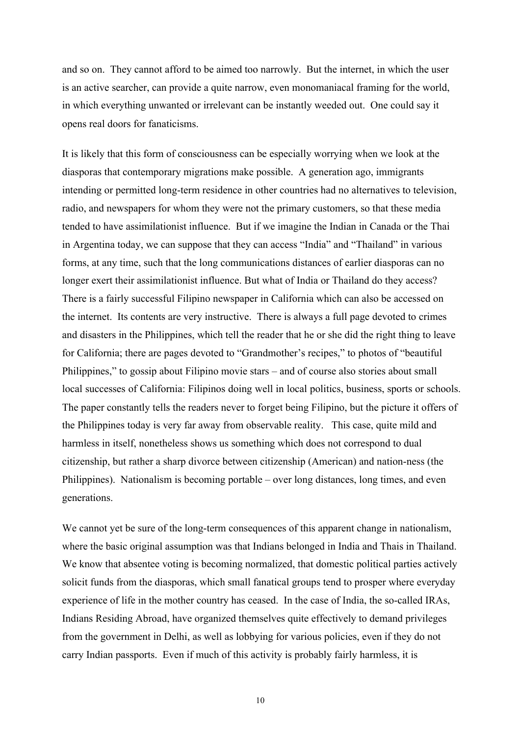and so on. They cannot afford to be aimed too narrowly. But the internet, in which the user is an active searcher, can provide a quite narrow, even monomaniacal framing for the world, in which everything unwanted or irrelevant can be instantly weeded out. One could say it opens real doors for fanaticisms.

It is likely that this form of consciousness can be especially worrying when we look at the diasporas that contemporary migrations make possible. A generation ago, immigrants intending or permitted long-term residence in other countries had no alternatives to television, radio, and newspapers for whom they were not the primary customers, so that these media tended to have assimilationist influence. But if we imagine the Indian in Canada or the Thai in Argentina today, we can suppose that they can access "India" and "Thailand" in various forms, at any time, such that the long communications distances of earlier diasporas can no longer exert their assimilationist influence. But what of India or Thailand do they access? There is a fairly successful Filipino newspaper in California which can also be accessed on the internet. Its contents are very instructive. There is always a full page devoted to crimes and disasters in the Philippines, which tell the reader that he or she did the right thing to leave for California; there are pages devoted to "Grandmother's recipes," to photos of "beautiful Philippines," to gossip about Filipino movie stars – and of course also stories about small local successes of California: Filipinos doing well in local politics, business, sports or schools. The paper constantly tells the readers never to forget being Filipino, but the picture it offers of the Philippines today is very far away from observable reality. This case, quite mild and harmless in itself, nonetheless shows us something which does not correspond to dual citizenship, but rather a sharp divorce between citizenship (American) and nation-ness (the Philippines). Nationalism is becoming portable – over long distances, long times, and even generations.

We cannot yet be sure of the long-term consequences of this apparent change in nationalism, where the basic original assumption was that Indians belonged in India and Thais in Thailand. We know that absentee voting is becoming normalized, that domestic political parties actively solicit funds from the diasporas, which small fanatical groups tend to prosper where everyday experience of life in the mother country has ceased. In the case of India, the so-called IRAs, Indians Residing Abroad, have organized themselves quite effectively to demand privileges from the government in Delhi, as well as lobbying for various policies, even if they do not carry Indian passports. Even if much of this activity is probably fairly harmless, it is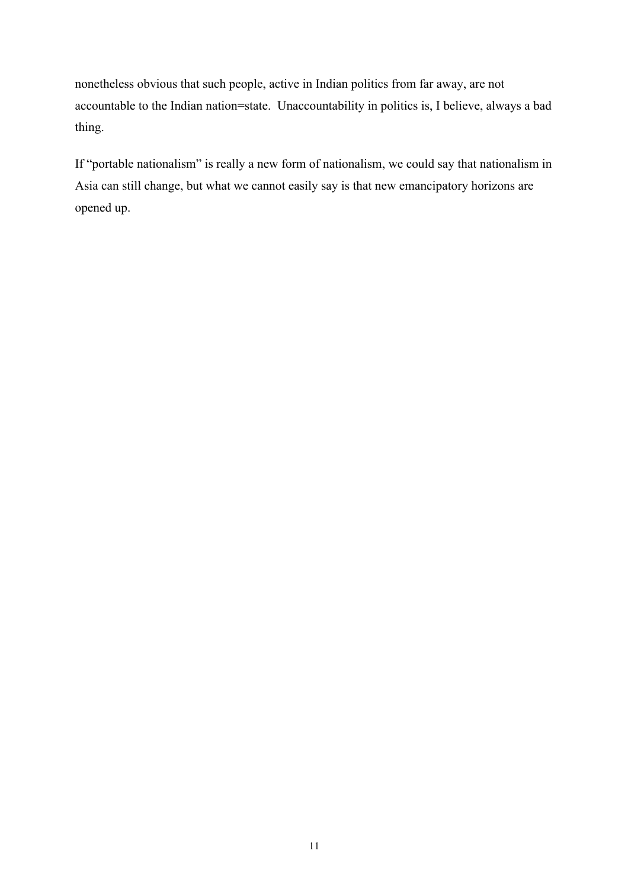nonetheless obvious that such people, active in Indian politics from far away, are not accountable to the Indian nation=state. Unaccountability in politics is, I believe, always a bad thing.

If "portable nationalism" is really a new form of nationalism, we could say that nationalism in Asia can still change, but what we cannot easily say is that new emancipatory horizons are opened up.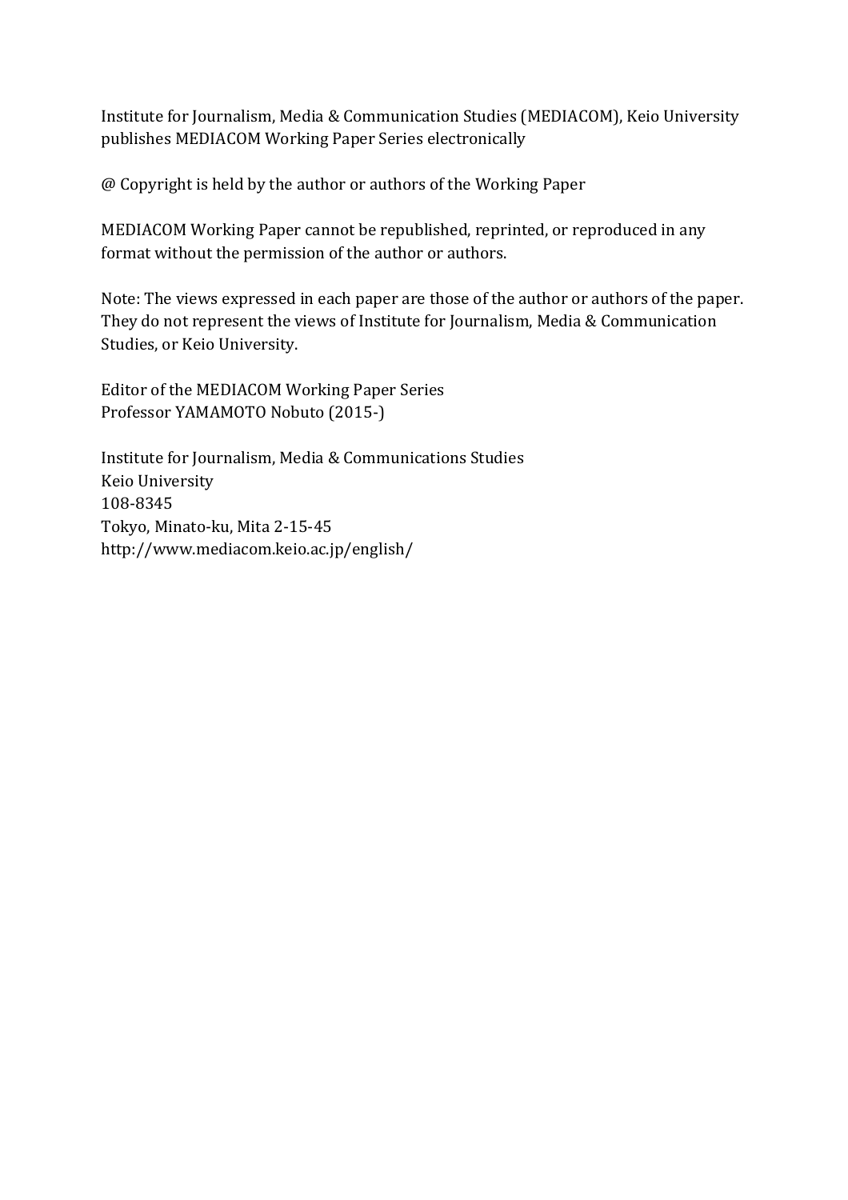Institute for Journalism, Media & Communication Studies (MEDIACOM), Keio University publishes MEDIACOM Working Paper Series electronically

@ Copyright is held by the author or authors of the Working Paper

MEDIACOM Working Paper cannot be republished, reprinted, or reproduced in any format without the permission of the author or authors.

Note: The views expressed in each paper are those of the author or authors of the paper. They do not represent the views of Institute for Journalism, Media & Communication Studies, or Keio University.

Editor of the MEDIACOM Working Paper Series  
Professor YAMAMOTO Nobuto (2015-)

Institute for Journalism, Media & Communications Studies  
Keio University  
108-8345  
Tokyo, Minato-ku, Mita 2-15-45  
http://www.mediacom.keio.ac.jp/english/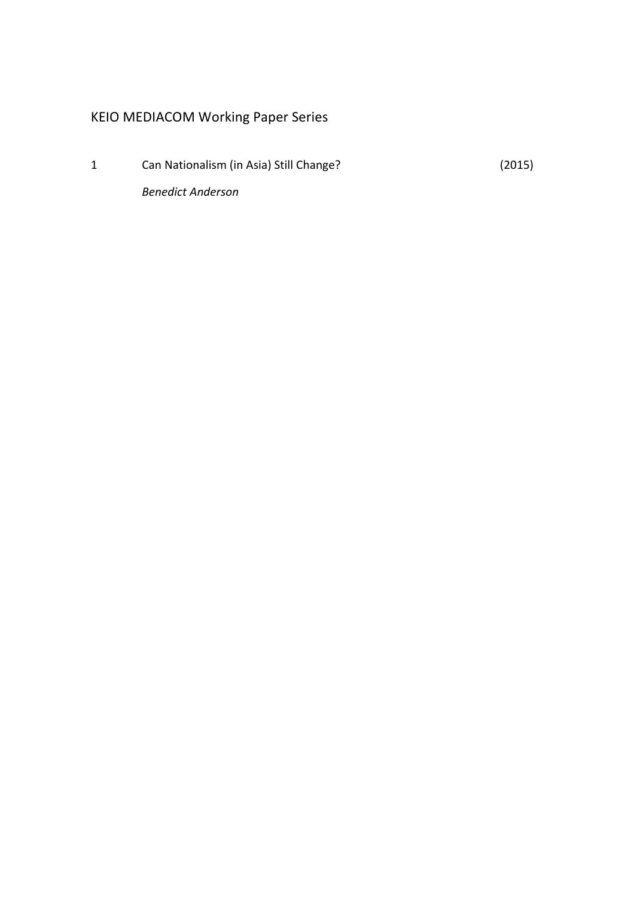# KEIO MEDIACOM Working Paper Series

| | | |
|---|---|---|
| 1 | Can Nationalism (in Asia) Still Change? | (2015) |
| | *Benedict Anderson* | |